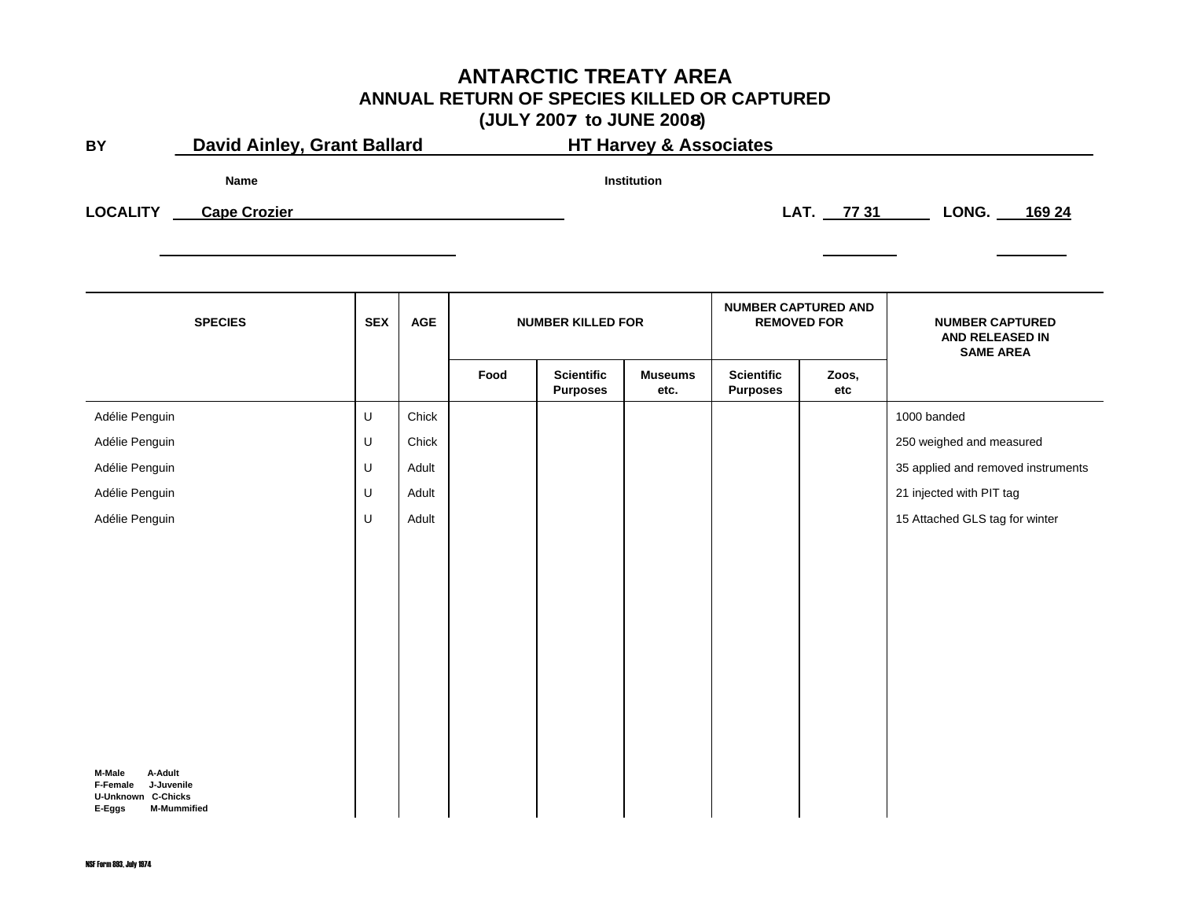# ANTARCTIC TREATY AREA

## ANNUAL RETURN OF SPECIES KILLED OR CAPTURED

## (JULY 2007 to JUNE 2008)

**BY** David Ainley, Grant Ballard — HT Harvey & Associates

Name — Institution

**LOCALITY** Cape Crozier — **LAT.** 77 31 — **LONG.** 169 24

| SPECIES | SEX | AGE | NUMBER KILLED FOR | | | NUMBER CAPTURED AND REMOVED FOR | | NUMBER CAPTURED AND RELEASED IN SAME AREA |
|---|---|---|---|---|---|---|---|---|
| | | | Food | Scientific Purposes | Museums etc. | Scientific Purposes | Zoos, etc | |
| Adélie Penguin | U | Chick | | | | | | 1000 banded |
| Adélie Penguin | U | Chick | | | | | | 250 weighed and measured |
| Adélie Penguin | U | Adult | | | | | | 35 applied and removed instruments |
| Adélie Penguin | U | Adult | | | | | | 21 injected with PIT tag |
| Adélie Penguin | U | Adult | | | | | | 15 Attached GLS tag for winter |

M-Male A-Adult
F-Female J-Juvenile
U-Unknown C-Chicks
E-Eggs M-Mummified

NSF Form 893, July 1974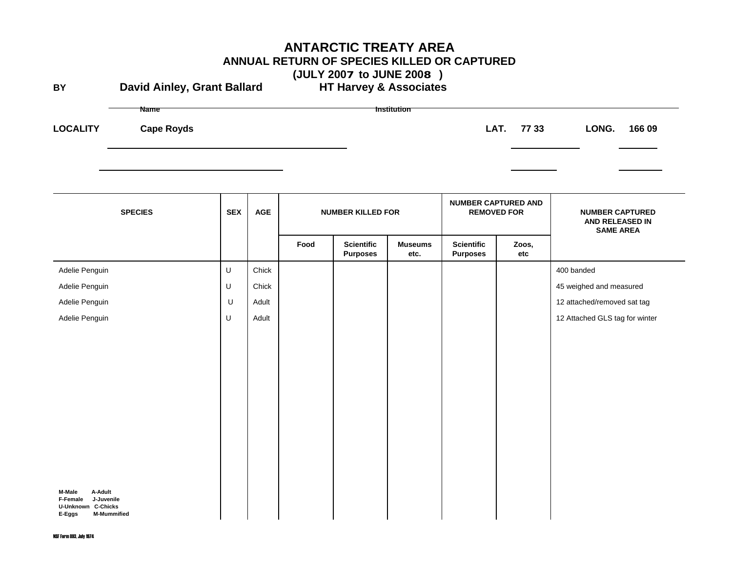# ANTARCTIC TREATY AREA

## ANNUAL RETURN OF SPECIES KILLED OR CAPTURED

## (JULY 2007 to JUNE 2008 )

**BY** **David Ainley, Grant Ballard** **HT Harvey & Associates**

Name | Institution

**LOCALITY** **Cape Royds** **LAT.** **77 33** **LONG.** **166 09**

| SPECIES | SEX | AGE | NUMBER KILLED FOR | | | NUMBER CAPTURED AND REMOVED FOR | | NUMBER CAPTURED AND RELEASED IN SAME AREA |
|---|---|---|---|---|---|---|---|---|
| | | | Food | Scientific Purposes | Museums etc. | Scientific Purposes | Zoos, etc | |
| Adelie Penguin | U | Chick | | | | | | 400 banded |
| Adelie Penguin | U | Chick | | | | | | 45 weighed and measured |
| Adelie Penguin | U | Adult | | | | | | 12 attached/removed sat tag |
| Adelie Penguin | U | Adult | | | | | | 12 Attached GLS tag for winter |

M-Male A-Adult
F-Female J-Juvenile
U-Unknown C-Chicks
E-Eggs M-Mummified

NSF Form 893, July 1974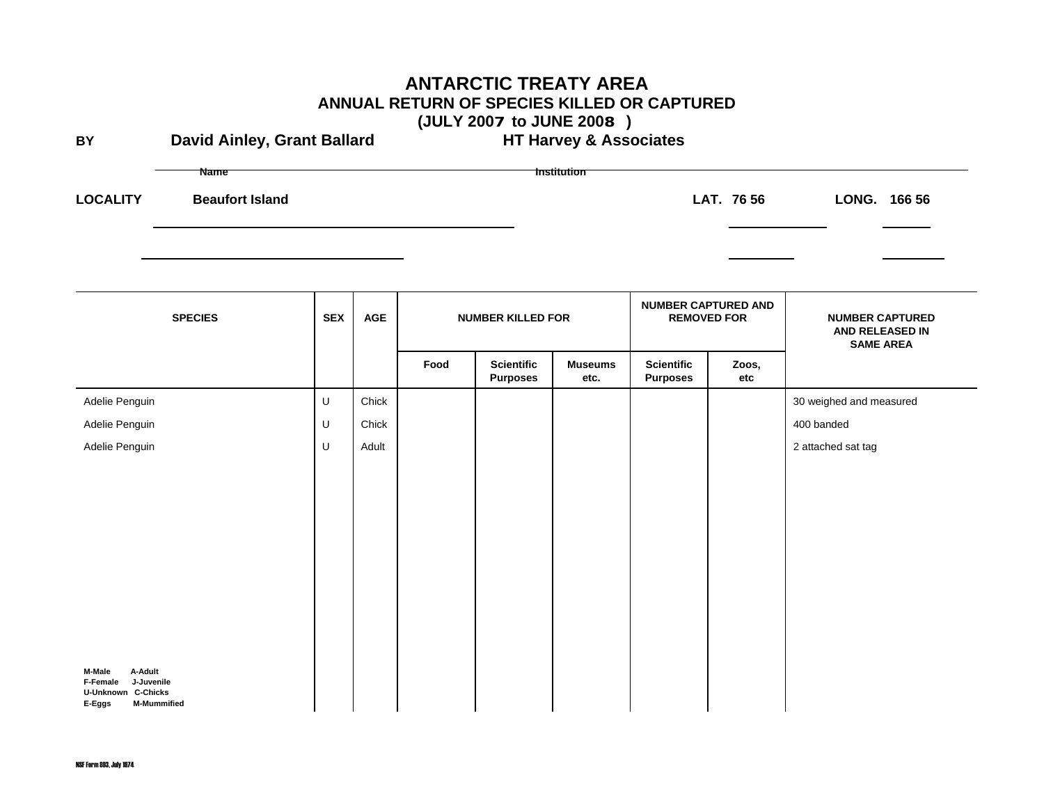# ANTARCTIC TREATY AREA
## ANNUAL RETURN OF SPECIES KILLED OR CAPTURED
## (JULY 2007 to JUNE 2008 )

**BY** **David Ainley, Grant Ballard** **HT Harvey & Associates**

Name Institution

**LOCALITY** **Beaufort Island** **LAT. 76 56** **LONG. 166 56**

| SPECIES | SEX | AGE | NUMBER KILLED FOR | | | NUMBER CAPTURED AND REMOVED FOR | | NUMBER CAPTURED AND RELEASED IN SAME AREA |
|---|---|---|---|---|---|---|---|---|
| | | | Food | Scientific Purposes | Museums etc. | Scientific Purposes | Zoos, etc | |
| Adelie Penguin | U | Chick | | | | | | 30 weighed and measured |
| Adelie Penguin | U | Chick | | | | | | 400 banded |
| Adelie Penguin | U | Adult | | | | | | 2 attached sat tag |

M-Male A-Adult
F-Female J-Juvenile
U-Unknown C-Chicks
E-Eggs M-Mummified

NSF Form 893, July 1974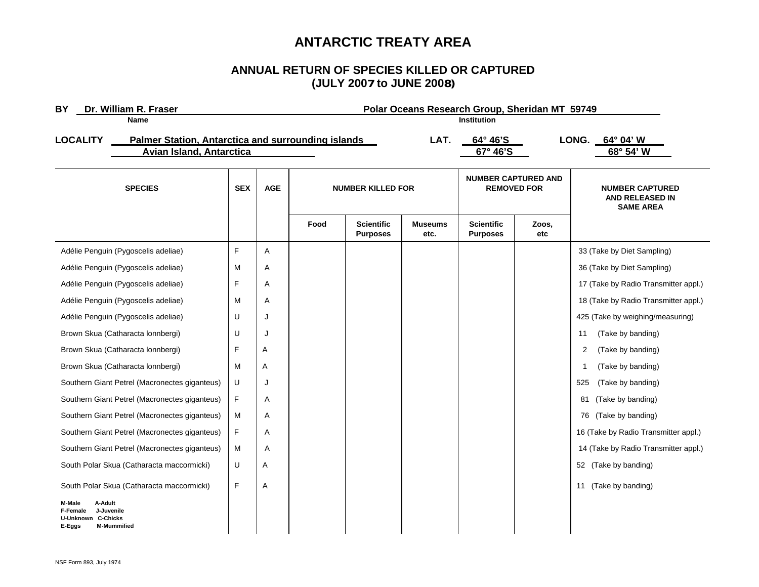# ANTARCTIC TREATY AREA

## ANNUAL RETURN OF SPECIES KILLED OR CAPTURED
## (JULY 2007 to JUNE 2008)

**BY** **Dr. William R. Fraser** (Name) **Polar Oceans Research Group, Sheridan MT 59749** (Institution)

**LOCALITY** **Palmer Station, Antarctica and surrounding islands** **LAT.** **64° 46'S** **LONG.** **64° 04' W**

**Avian Island, Antarctica** **67° 46'S** **68° 54' W**

| SPECIES | SEX | AGE | NUMBER KILLED FOR | | | NUMBER CAPTURED AND REMOVED FOR | | NUMBER CAPTURED AND RELEASED IN SAME AREA |
|---|---|---|---|---|---|---|---|---|
| | | | Food | Scientific Purposes | Museums etc. | Scientific Purposes | Zoos, etc | |
| Adélie Penguin (Pygoscelis adeliae) | F | A | | | | | | 33 (Take by Diet Sampling) |
| Adélie Penguin (Pygoscelis adeliae) | M | A | | | | | | 36 (Take by Diet Sampling) |
| Adélie Penguin (Pygoscelis adeliae) | F | A | | | | | | 17 (Take by Radio Transmitter appl.) |
| Adélie Penguin (Pygoscelis adeliae) | M | A | | | | | | 18 (Take by Radio Transmitter appl.) |
| Adélie Penguin (Pygoscelis adeliae) | U | J | | | | | | 425 (Take by weighing/measuring) |
| Brown Skua (Catharacta lonnbergi) | U | J | | | | | | 11 (Take by banding) |
| Brown Skua (Catharacta lonnbergi) | F | A | | | | | | 2 (Take by banding) |
| Brown Skua (Catharacta lonnbergi) | M | A | | | | | | 1 (Take by banding) |
| Southern Giant Petrel (Macronectes giganteus) | U | J | | | | | | 525 (Take by banding) |
| Southern Giant Petrel (Macronectes giganteus) | F | A | | | | | | 81 (Take by banding) |
| Southern Giant Petrel (Macronectes giganteus) | M | A | | | | | | 76 (Take by banding) |
| Southern Giant Petrel (Macronectes giganteus) | F | A | | | | | | 16 (Take by Radio Transmitter appl.) |
| Southern Giant Petrel (Macronectes giganteus) | M | A | | | | | | 14 (Take by Radio Transmitter appl.) |
| South Polar Skua (Catharacta maccormicki) | U | A | | | | | | 52 (Take by banding) |
| South Polar Skua (Catharacta maccormicki) | F | A | | | | | | 11 (Take by banding) |

**M-Male** **A-Adult**
**F-Female** **J-Juvenile**
**U-Unknown** **C-Chicks**
**E-Eggs** **M-Mummified**

NSF Form 893, July 1974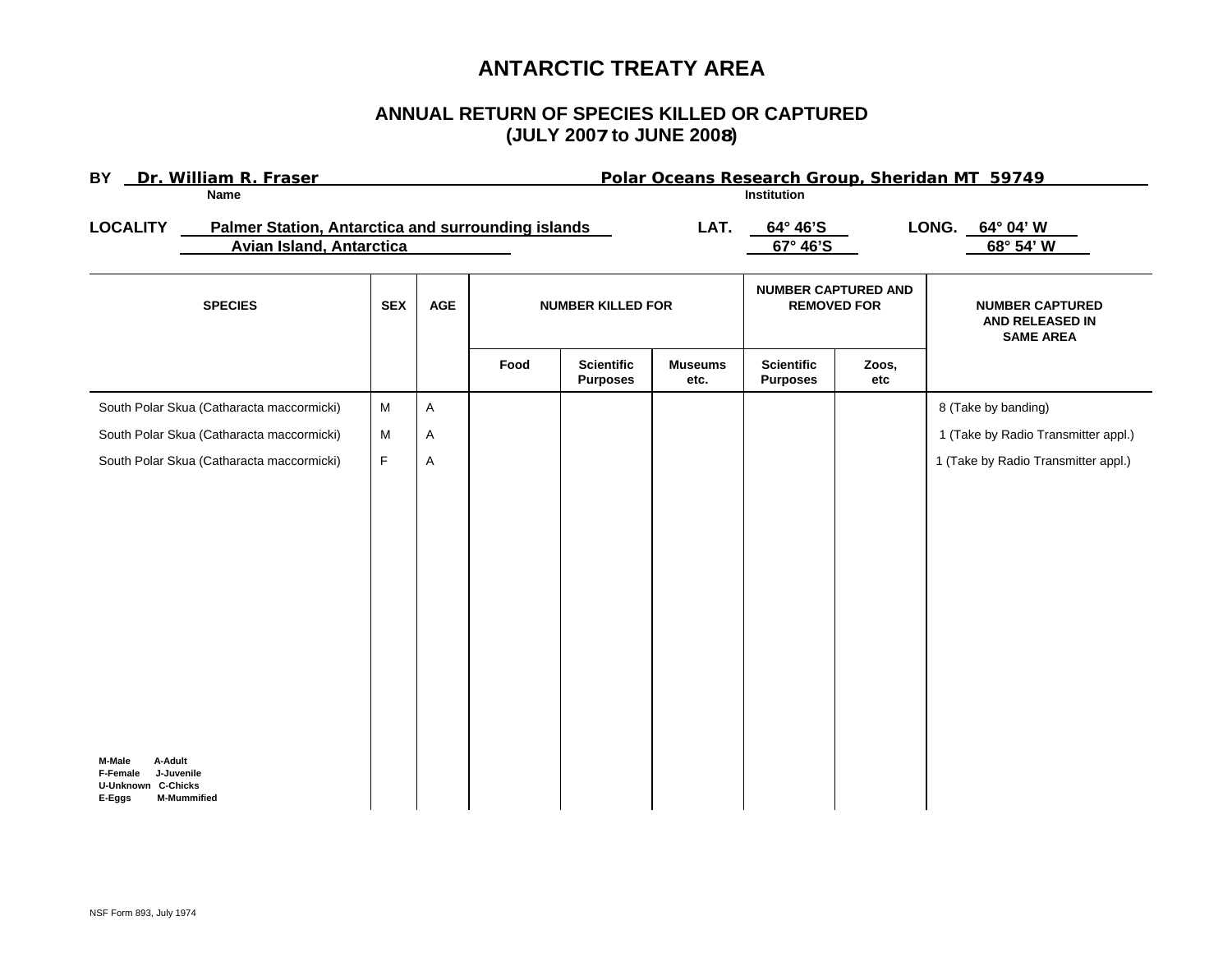# ANTARCTIC TREATY AREA

## ANNUAL RETURN OF SPECIES KILLED OR CAPTURED
## (JULY 2007 to JUNE 2008)

**BY** Dr. William R. Fraser — **Name**

Polar Oceans Research Group, Sheridan MT 59749 — **Institution**

**LOCALITY** Palmer Station, Antarctica and surrounding islands — **LAT.** 64° 46'S — **LONG.** 64° 04' W

Avian Island, Antarctica — 67° 46'S — 68° 54' W

| SPECIES | SEX | AGE | NUMBER KILLED FOR | | | NUMBER CAPTURED AND REMOVED FOR | | NUMBER CAPTURED AND RELEASED IN SAME AREA |
|---|---|---|---|---|---|---|---|---|
| | | | Food | Scientific Purposes | Museums etc. | Scientific Purposes | Zoos, etc | |
| South Polar Skua (Catharacta maccormicki) | M | A | | | | | | 8 (Take by banding) |
| South Polar Skua (Catharacta maccormicki) | M | A | | | | | | 1 (Take by Radio Transmitter appl.) |
| South Polar Skua (Catharacta maccormicki) | F | A | | | | | | 1 (Take by Radio Transmitter appl.) |

M-Male A-Adult
F-Female J-Juvenile
U-Unknown C-Chicks
E-Eggs M-Mummified

NSF Form 893, July 1974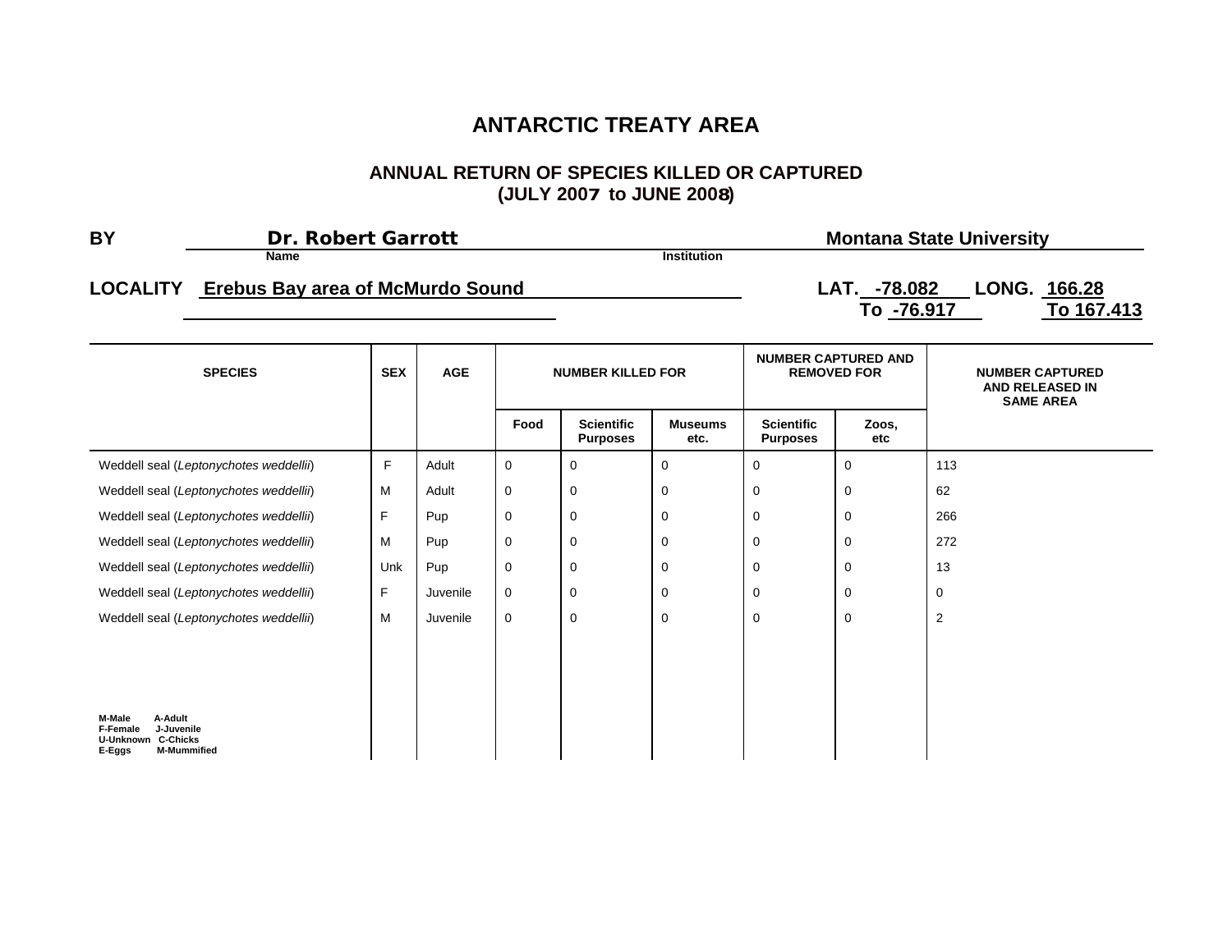# ANTARCTIC TREATY AREA

## ANNUAL RETURN OF SPECIES KILLED OR CAPTURED
## (JULY 2007 to JUNE 2008)

**BY** **Dr. Robert Garrott** (Name) **Montana State University** (Institution)

**LOCALITY** **Erebus Bay area of McMurdo Sound** **LAT. -78.082 To -76.917** **LONG. 166.28 To 167.413**

| SPECIES | SEX | AGE | NUMBER KILLED FOR | | | NUMBER CAPTURED AND REMOVED FOR | | NUMBER CAPTURED AND RELEASED IN SAME AREA |
|---|---|---|---|---|---|---|---|---|
| | | | Food | Scientific Purposes | Museums etc. | Scientific Purposes | Zoos, etc | |
| Weddell seal (*Leptonychotes weddellii*) | F | Adult | 0 | 0 | 0 | 0 | 0 | 113 |
| Weddell seal (*Leptonychotes weddellii*) | M | Adult | 0 | 0 | 0 | 0 | 0 | 62 |
| Weddell seal (*Leptonychotes weddellii*) | F | Pup | 0 | 0 | 0 | 0 | 0 | 266 |
| Weddell seal (*Leptonychotes weddellii*) | M | Pup | 0 | 0 | 0 | 0 | 0 | 272 |
| Weddell seal (*Leptonychotes weddellii*) | Unk | Pup | 0 | 0 | 0 | 0 | 0 | 13 |
| Weddell seal (*Leptonychotes weddellii*) | F | Juvenile | 0 | 0 | 0 | 0 | 0 | 0 |
| Weddell seal (*Leptonychotes weddellii*) | M | Juvenile | 0 | 0 | 0 | 0 | 0 | 2 |

**M-Male A-Adult**
**F-Female J-Juvenile**
**U-Unknown C-Chicks**
**E-Eggs M-Mummified**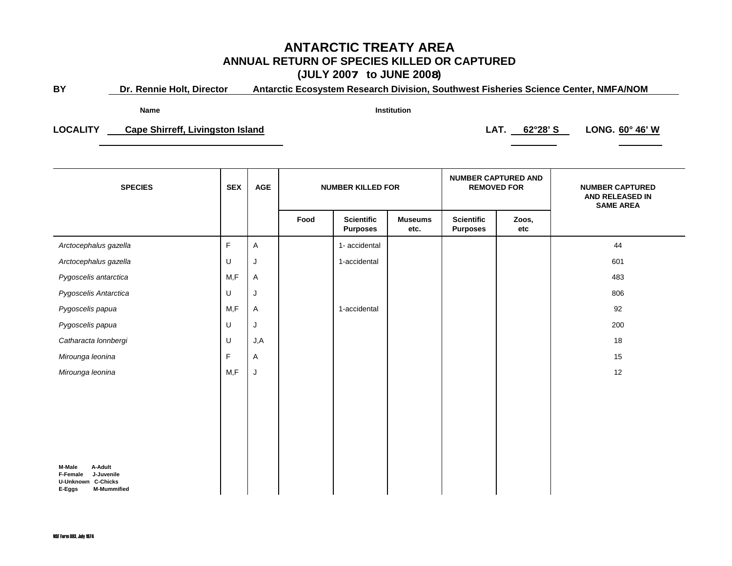# ANTARCTIC TREATY AREA
## ANNUAL RETURN OF SPECIES KILLED OR CAPTURED
## (JULY 2007 to JUNE 2008)

**BY** Dr. Rennie Holt, Director — Antarctic Ecosystem Research Division, Southwest Fisheries Science Center, NMFA/NOM

Name — Institution

**LOCALITY** Cape Shirreff, Livingston Island **LAT.** 62°28' S **LONG.** 60° 46' W

| SPECIES | SEX | AGE | NUMBER KILLED FOR | | | NUMBER CAPTURED AND REMOVED FOR | | NUMBER CAPTURED AND RELEASED IN SAME AREA |
|---|---|---|---|---|---|---|---|---|
| | | | Food | Scientific Purposes | Museums etc. | Scientific Purposes | Zoos, etc | |
| *Arctocephalus gazella* | F | A | | 1- accidental | | | | 44 |
| *Arctocephalus gazella* | U | J | | 1-accidental | | | | 601 |
| *Pygoscelis antarctica* | M,F | A | | | | | | 483 |
| *Pygoscelis Antarctica* | U | J | | | | | | 806 |
| *Pygoscelis papua* | M,F | A | | 1-accidental | | | | 92 |
| *Pygoscelis papua* | U | J | | | | | | 200 |
| *Catharacta lonnbergi* | U | J,A | | | | | | 18 |
| *Mirounga leonina* | F | A | | | | | | 15 |
| *Mirounga leonina* | M,F | J | | | | | | 12 |

M-Male A-Adult
F-Female J-Juvenile
U-Unknown C-Chicks
E-Eggs M-Mummified

NSF Form 893, July 1974